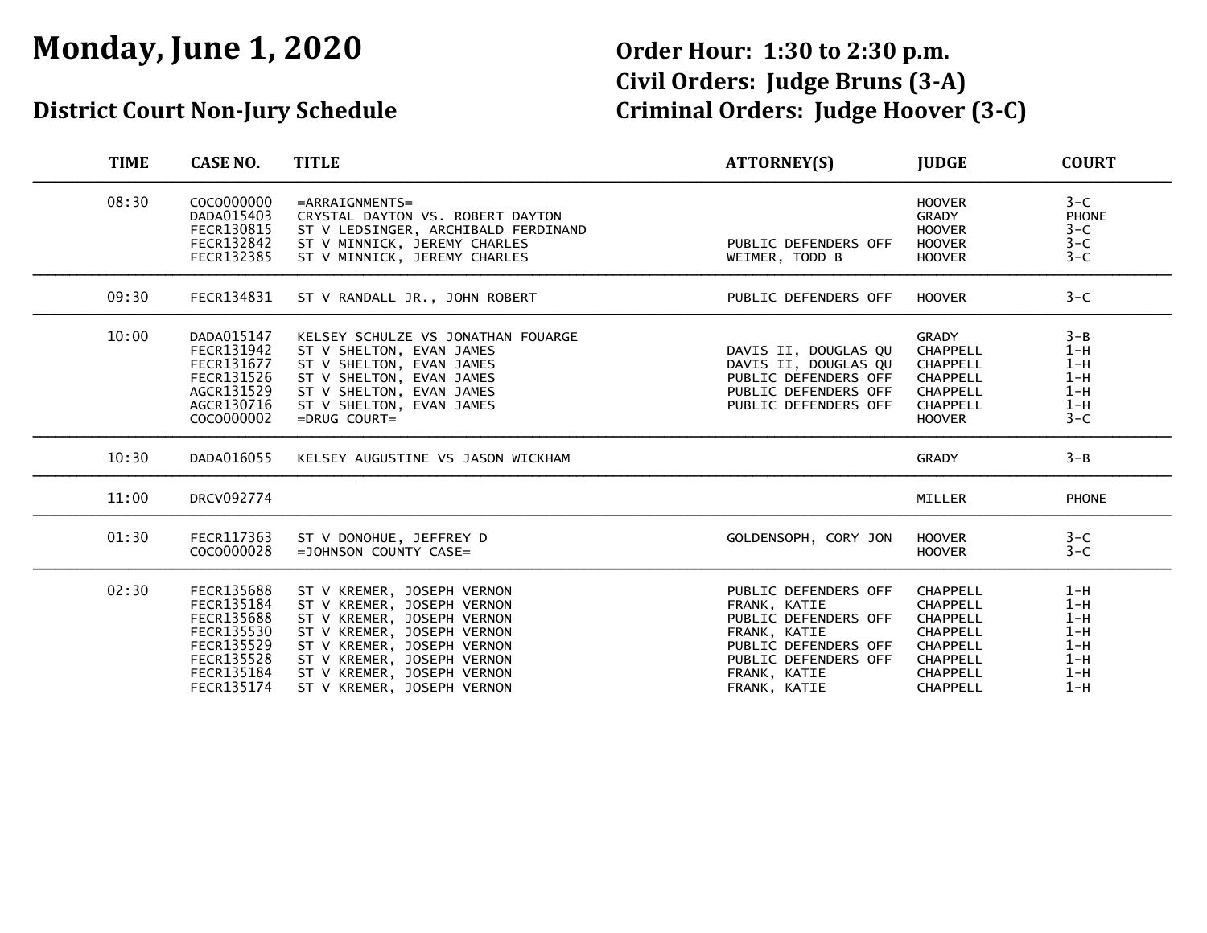# Monday, June 1, 2020

## District Court Non-Jury Schedule

**Order Hour: 1:30 to 2:30 p.m.**
**Civil Orders: Judge Bruns (3-A)**
**Criminal Orders: Judge Hoover (3-C)**

| TIME | CASE NO. | TITLE | ATTORNEY(S) | JUDGE | COURT |
|---|---|---|---|---|---|
| 08:30 | COCO000000 | =ARRAIGNMENTS= | | HOOVER | 3-C |
| | DADA015403 | CRYSTAL DAYTON VS. ROBERT DAYTON | | GRADY | PHONE |
| | FECR130815 | ST V LEDSINGER, ARCHIBALD FERDINAND | | HOOVER | 3-C |
| | FECR132842 | ST V MINNICK, JEREMY CHARLES | PUBLIC DEFENDERS OFF | HOOVER | 3-C |
| | FECR132385 | ST V MINNICK, JEREMY CHARLES | WEIMER, TODD B | HOOVER | 3-C |
| 09:30 | FECR134831 | ST V RANDALL JR., JOHN ROBERT | PUBLIC DEFENDERS OFF | HOOVER | 3-C |
| 10:00 | DADA015147 | KELSEY SCHULZE VS JONATHAN FOUARGE | | GRADY | 3-B |
| | FECR131942 | ST V SHELTON, EVAN JAMES | DAVIS II, DOUGLAS QU | CHAPPELL | 1-H |
| | FECR131677 | ST V SHELTON, EVAN JAMES | DAVIS II, DOUGLAS QU | CHAPPELL | 1-H |
| | FECR131526 | ST V SHELTON, EVAN JAMES | PUBLIC DEFENDERS OFF | CHAPPELL | 1-H |
| | AGCR131529 | ST V SHELTON, EVAN JAMES | PUBLIC DEFENDERS OFF | CHAPPELL | 1-H |
| | AGCR130716 | ST V SHELTON, EVAN JAMES | PUBLIC DEFENDERS OFF | CHAPPELL | 1-H |
| | COCO000002 | =DRUG COURT= | | HOOVER | 3-C |
| 10:30 | DADA016055 | KELSEY AUGUSTINE VS JASON WICKHAM | | GRADY | 3-B |
| 11:00 | DRCV092774 | | | MILLER | PHONE |
| 01:30 | FECR117363 | ST V DONOHUE, JEFFREY D | GOLDENSOPH, CORY JON | HOOVER | 3-C |
| | COCO000028 | =JOHNSON COUNTY CASE= | | HOOVER | 3-C |
| 02:30 | FECR135688 | ST V KREMER, JOSEPH VERNON | PUBLIC DEFENDERS OFF | CHAPPELL | 1-H |
| | FECR135184 | ST V KREMER, JOSEPH VERNON | FRANK, KATIE | CHAPPELL | 1-H |
| | FECR135688 | ST V KREMER, JOSEPH VERNON | PUBLIC DEFENDERS OFF | CHAPPELL | 1-H |
| | FECR135530 | ST V KREMER, JOSEPH VERNON | FRANK, KATIE | CHAPPELL | 1-H |
| | FECR135529 | ST V KREMER, JOSEPH VERNON | PUBLIC DEFENDERS OFF | CHAPPELL | 1-H |
| | FECR135528 | ST V KREMER, JOSEPH VERNON | PUBLIC DEFENDERS OFF | CHAPPELL | 1-H |
| | FECR135184 | ST V KREMER, JOSEPH VERNON | FRANK, KATIE | CHAPPELL | 1-H |
| | FECR135174 | ST V KREMER, JOSEPH VERNON | FRANK, KATIE | CHAPPELL | 1-H |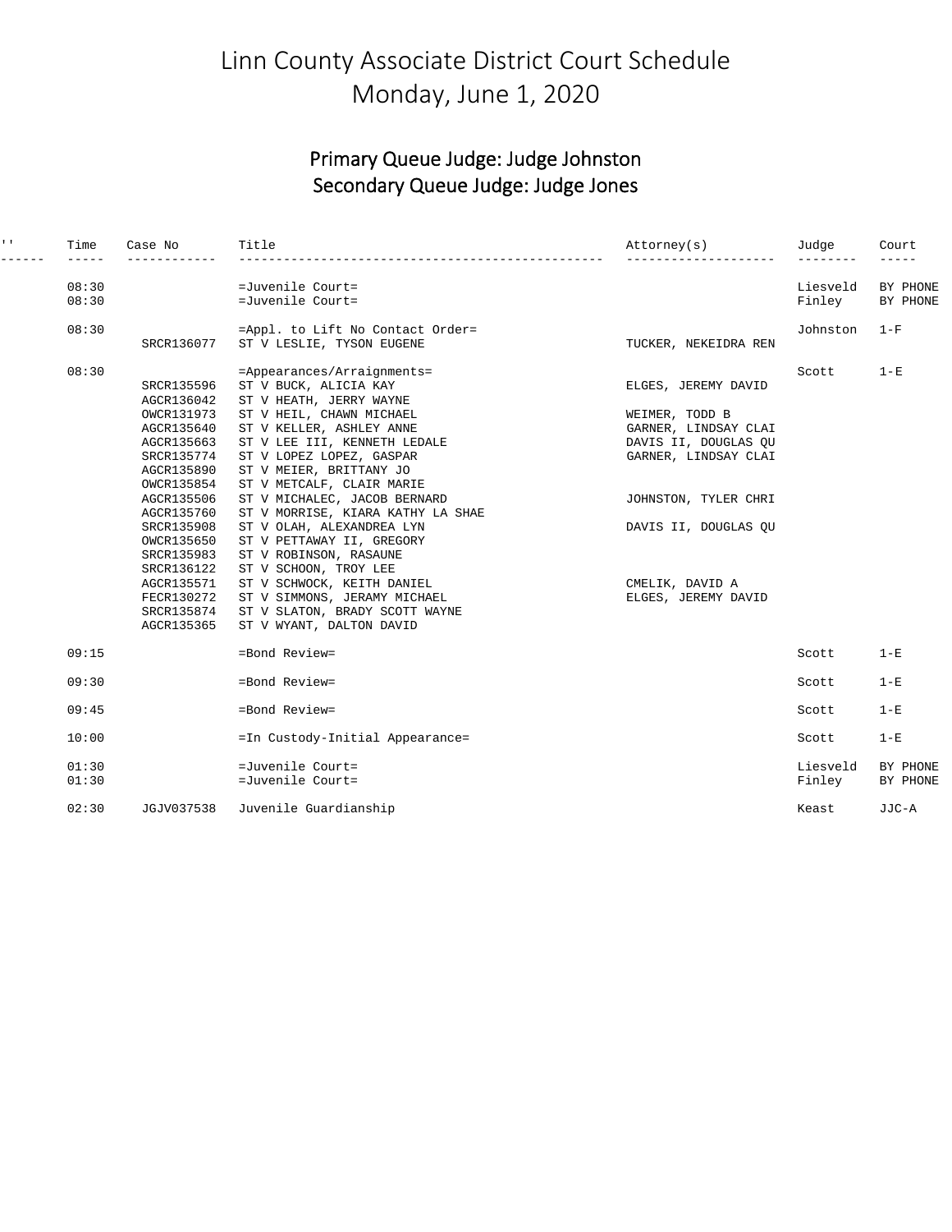# Linn County Associate District Court Schedule
# Monday, June 1, 2020

## Primary Queue Judge: Judge Johnston
## Secondary Queue Judge: Judge Jones

| '' | Time | Case No | Title | Attorney(s) | Judge | Court |
|---|---|---|---|---|---|---|
| | 08:30 | | =Juvenile Court= | | Liesveld | BY PHONE |
| | 08:30 | | =Juvenile Court= | | Finley | BY PHONE |
| | 08:30 | | =Appl. to Lift No Contact Order= | | Johnston | 1-F |
| | | SRCR136077 | ST V LESLIE, TYSON EUGENE | TUCKER, NEKEIDRA REN | | |
| | 08:30 | | =Appearances/Arraignments= | | Scott | 1-E |
| | | SRCR135596 | ST V BUCK, ALICIA KAY | ELGES, JEREMY DAVID | | |
| | | AGCR136042 | ST V HEATH, JERRY WAYNE | | | |
| | | OWCR131973 | ST V HEIL, CHAWN MICHAEL | WEIMER, TODD B | | |
| | | AGCR135640 | ST V KELLER, ASHLEY ANNE | GARNER, LINDSAY CLAI | | |
| | | AGCR135663 | ST V LEE III, KENNETH LEDALE | DAVIS II, DOUGLAS QU | | |
| | | SRCR135774 | ST V LOPEZ LOPEZ, GASPAR | GARNER, LINDSAY CLAI | | |
| | | AGCR135890 | ST V MEIER, BRITTANY JO | | | |
| | | OWCR135854 | ST V METCALF, CLAIR MARIE | | | |
| | | AGCR135506 | ST V MICHALEC, JACOB BERNARD | JOHNSTON, TYLER CHRI | | |
| | | AGCR135760 | ST V MORRISE, KIARA KATHY LA SHAE | | | |
| | | SRCR135908 | ST V OLAH, ALEXANDREA LYN | DAVIS II, DOUGLAS QU | | |
| | | OWCR135650 | ST V PETTAWAY II, GREGORY | | | |
| | | SRCR135983 | ST V ROBINSON, RASAUNE | | | |
| | | SRCR136122 | ST V SCHOON, TROY LEE | | | |
| | | AGCR135571 | ST V SCHWOCK, KEITH DANIEL | CMELIK, DAVID A | | |
| | | FECR130272 | ST V SIMMONS, JERAMY MICHAEL | ELGES, JEREMY DAVID | | |
| | | SRCR135874 | ST V SLATON, BRADY SCOTT WAYNE | | | |
| | | AGCR135365 | ST V WYANT, DALTON DAVID | | | |
| | 09:15 | | =Bond Review= | | Scott | 1-E |
| | 09:30 | | =Bond Review= | | Scott | 1-E |
| | 09:45 | | =Bond Review= | | Scott | 1-E |
| | 10:00 | | =In Custody-Initial Appearance= | | Scott | 1-E |
| | 01:30 | | =Juvenile Court= | | Liesveld | BY PHONE |
| | 01:30 | | =Juvenile Court= | | Finley | BY PHONE |
| | 02:30 | JGJV037538 | Juvenile Guardianship | | Keast | JJC-A |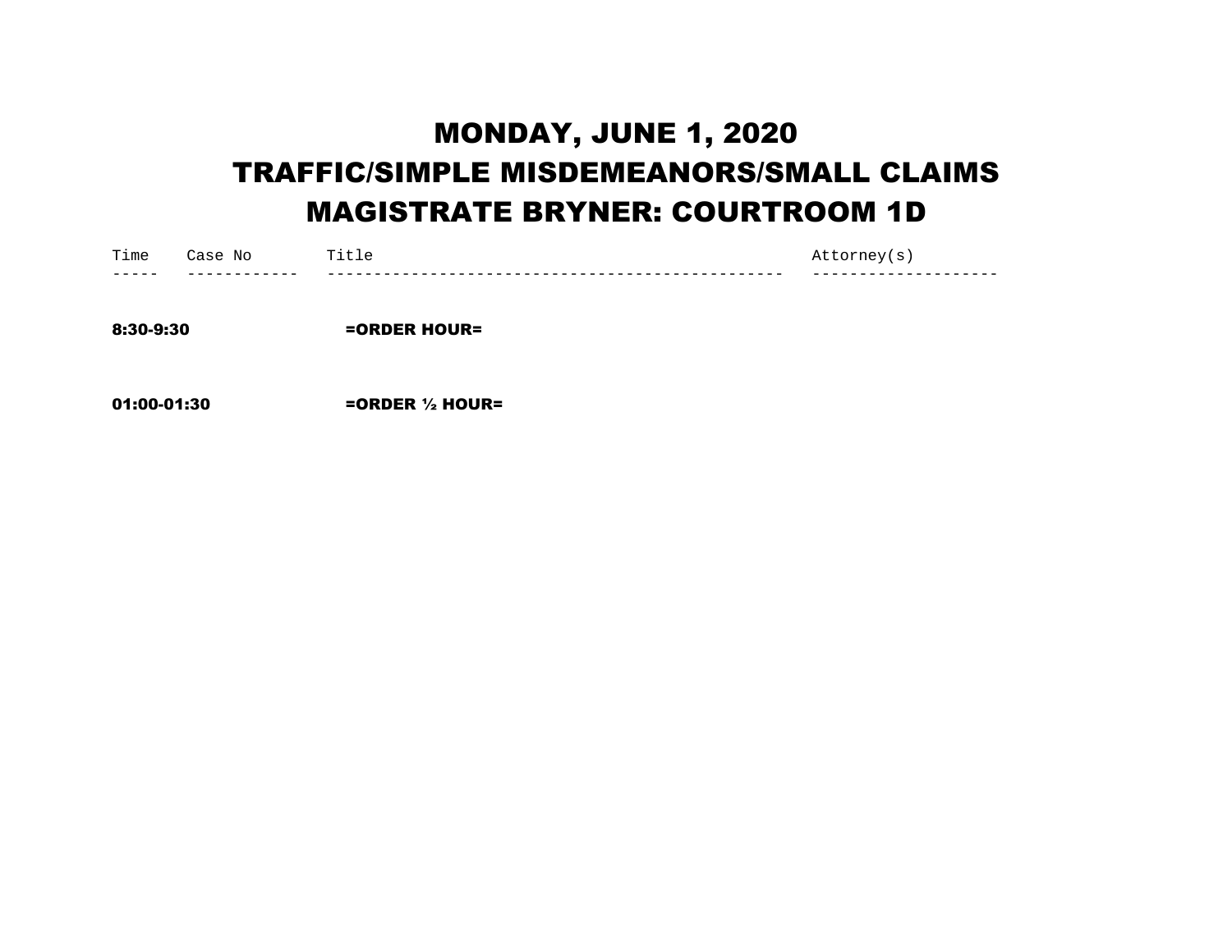# MONDAY, JUNE 1, 2020
# TRAFFIC/SIMPLE MISDEMEANORS/SMALL CLAIMS
# MAGISTRATE BRYNER: COURTROOM 1D

| Time | Case No | Title | Attorney(s) |
|---|---|---|---|
| **8:30-9:30** | | **=ORDER HOUR=** | |
| **01:00-01:30** | | **=ORDER ½ HOUR=** | |